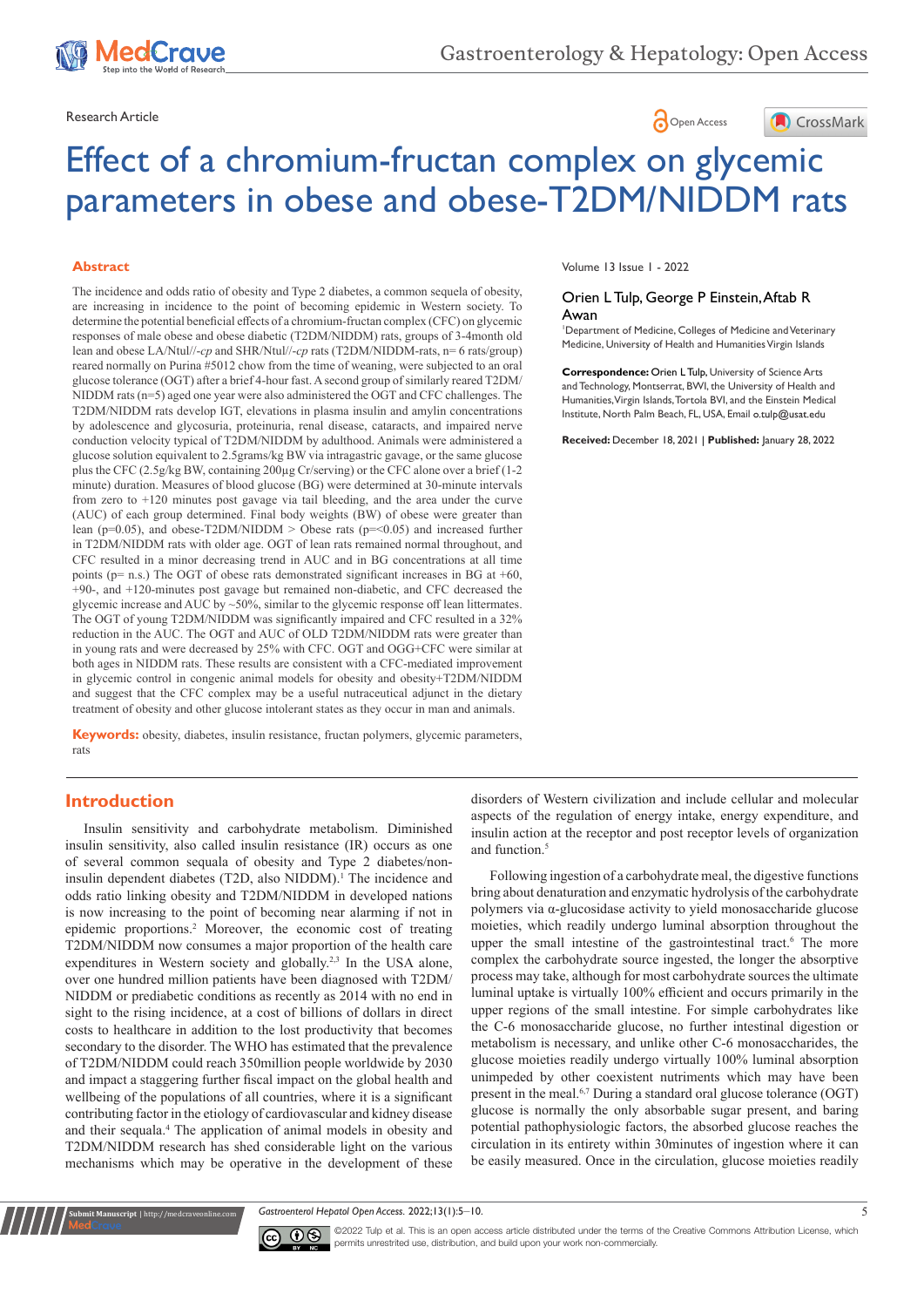Research Article

# Effect of a chromium-fructan complex on glycemic parameters in obese and obese-T2DM/NIDDM rats

Volume 13 Issue 1 - 2022

Orien L Tulp, George P Einstein, Aftab R Awan

[1]Department of Medicine, Colleges of Medicine and Veterinary Medicine, University of Health and Humanities Virgin Islands

**Correspondence:** Orien L Tulp, University of Science Arts and Technology, Montserrat, BWI, the University of Health and Humanities, Virgin Islands, Tortola BVI, and the Einstein Medical Institute, North Palm Beach, FL, USA, Email o.tulp@usat.edu

**Received:** December 18, 2021 | **Published:** January 28, 2022

## Abstract

The incidence and odds ratio of obesity and Type 2 diabetes, a common sequela of obesity, are increasing in incidence to the point of becoming epidemic in Western society. To determine the potential beneficial effects of a chromium-fructan complex (CFC) on glycemic responses of male obese and obese diabetic (T2DM/NIDDM) rats, groups of 3-4month old lean and obese LA/Ntul//-*cp* and SHR/Ntul//-*cp* rats (T2DM/NIDDM-rats, n= 6 rats/group) reared normally on Purina #5012 chow from the time of weaning, were subjected to an oral glucose tolerance (OGT) after a brief 4-hour fast. A second group of similarly reared T2DM/NIDDM rats (n=5) aged one year were also administered the OGT and CFC challenges. The T2DM/NIDDM rats develop IGT, elevations in plasma insulin and amylin concentrations by adolescence and glycosuria, proteinuria, renal disease, cataracts, and impaired nerve conduction velocity typical of T2DM/NIDDM by adulthood. Animals were administered a glucose solution equivalent to 2.5grams/kg BW via intragastric gavage, or the same glucose plus the CFC (2.5g/kg BW, containing 200µg Cr/serving) or the CFC alone over a brief (1-2 minute) duration. Measures of blood glucose (BG) were determined at 30-minute intervals from zero to +120 minutes post gavage via tail bleeding, and the area under the curve (AUC) of each group determined. Final body weights (BW) of obese were greater than lean (p=0.05), and obese-T2DM/NIDDM > Obese rats ($p=<0.05$) and increased further in T2DM/NIDDM rats with older age. OGT of lean rats remained normal throughout, and CFC resulted in a minor decreasing trend in AUC and in BG concentrations at all time points (p= n.s.) The OGT of obese rats demonstrated significant increases in BG at +60, +90-, and +120-minutes post gavage but remained non-diabetic, and CFC decreased the glycemic increase and AUC by ~50%, similar to the glycemic response off lean littermates. The OGT of young T2DM/NIDDM was significantly impaired and CFC resulted in a 32% reduction in the AUC. The OGT and AUC of OLD T2DM/NIDDM rats were greater than in young rats and were decreased by 25% with CFC. OGT and OGG+CFC were similar at both ages in NIDDM rats. These results are consistent with a CFC-mediated improvement in glycemic control in congenic animal models for obesity and obesity+T2DM/NIDDM and suggest that the CFC complex may be a useful nutraceutical adjunct in the dietary treatment of obesity and other glucose intolerant states as they occur in man and animals.

**Keywords:** obesity, diabetes, insulin resistance, fructan polymers, glycemic parameters, rats

## Introduction

Insulin sensitivity and carbohydrate metabolism. Diminished insulin sensitivity, also called insulin resistance (IR) occurs as one of several common sequala of obesity and Type 2 diabetes/non-insulin dependent diabetes (T2D, also NIDDM).[1] The incidence and odds ratio linking obesity and T2DM/NIDDM in developed nations is now increasing to the point of becoming near alarming if not in epidemic proportions.[2] Moreover, the economic cost of treating T2DM/NIDDM now consumes a major proportion of the health care expenditures in Western society and globally.[2,3] In the USA alone, over one hundred million patients have been diagnosed with T2DM/NIDDM or prediabetic conditions as recently as 2014 with no end in sight to the rising incidence, at a cost of billions of dollars in direct costs to healthcare in addition to the lost productivity that becomes secondary to the disorder. The WHO has estimated that the prevalence of T2DM/NIDDM could reach 350million people worldwide by 2030 and impact a staggering further fiscal impact on the global health and wellbeing of the populations of all countries, where it is a significant contributing factor in the etiology of cardiovascular and kidney disease and their sequala.[4] The application of animal models in obesity and T2DM/NIDDM research has shed considerable light on the various mechanisms which may be operative in the development of these disorders of Western civilization and include cellular and molecular aspects of the regulation of energy intake, energy expenditure, and insulin action at the receptor and post receptor levels of organization and function.[5]

Following ingestion of a carbohydrate meal, the digestive functions bring about denaturation and enzymatic hydrolysis of the carbohydrate polymers via α-glucosidase activity to yield monosaccharide glucose moieties, which readily undergo luminal absorption throughout the upper the small intestine of the gastrointestinal tract.[6] The more complex the carbohydrate source ingested, the longer the absorptive process may take, although for most carbohydrate sources the ultimate luminal uptake is virtually 100% efficient and occurs primarily in the upper regions of the small intestine. For simple carbohydrates like the C-6 monosaccharide glucose, no further intestinal digestion or metabolism is necessary, and unlike other C-6 monosaccharides, the glucose moieties readily undergo virtually 100% luminal absorption unimpeded by other coexistent nutriments which may have been present in the meal.[6,7] During a standard oral glucose tolerance (OGT) glucose is normally the only absorbable sugar present, and baring potential pathophysiologic factors, the absorbed glucose reaches the circulation in its entirety within 30minutes of ingestion where it can be easily measured. Once in the circulation, glucose moieties readily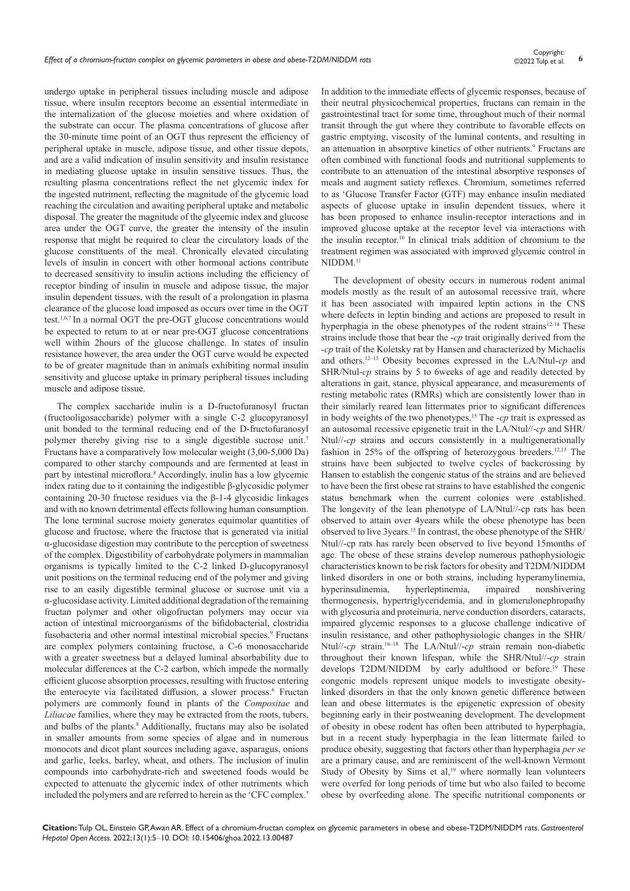undergo uptake in peripheral tissues including muscle and adipose tissue, where insulin receptors become an essential intermediate in the internalization of the glucose moieties and where oxidation of the substrate can occur. The plasma concentrations of glucose after the 30-minute time point of an OGT thus represent the efficiency of peripheral uptake in muscle, adipose tissue, and other tissue depots, and are a valid indication of insulin sensitivity and insulin resistance in mediating glucose uptake in insulin sensitive tissues. Thus, the resulting plasma concentrations reflect the net glycemic index for the ingested nutriment, reflecting the magnitude of the glycemic load reaching the circulation and awaiting peripheral uptake and metabolic disposal. The greater the magnitude of the glycemic index and glucose area under the OGT curve, the greater the intensity of the insulin response that might be required to clear the circulatory loads of the glucose constituents of the meal. Chronically elevated circulating levels of insulin in concert with other hormonal actions contribute to decreased sensitivity to insulin actions including the efficiency of receptor binding of insulin in muscle and adipose tissue, the major insulin dependent tissues, with the result of a prolongation in plasma clearance of the glucose load imposed as occurs over time in the OGT test.[1,6,7] In a normal OGT the pre-OGT glucose concentrations would be expected to return to at or near pre-OGT glucose concentrations well within 2hours of the glucose challenge. In states of insulin resistance however, the area under the OGT curve would be expected to be of greater magnitude than in animals exhibiting normal insulin sensitivity and glucose uptake in primary peripheral tissues including muscle and adipose tissue.

The complex saccharide inulin is a D-fructofuranosyl fructan (fructooligosaccharide) polymer with a single C-2 glucopyranosyl unit bonded to the terminal reducing end of the D-fructofuranosyl polymer thereby giving rise to a single digestible sucrose unit.[7] Fructans have a comparatively low molecular weight (3,00-5,000 Da) compared to other starchy compounds and are fermented at least in part by intestinal microflora.[8] Accordingly, inulin has a low glycemic index rating due to it containing the indigestible β-glycosidic polymer containing 20-30 fructose residues via the β-1-4 glycosidic linkages and with no known detrimental effects following human consumption. The lone terminal sucrose moiety generates equimolar quantities of glucose and fructose, where the fructose that is generated via initial α-glucosidase digestion may contribute to the perception of sweetness of the complex. Digestibility of carbohydrate polymers in mammalian organisms is typically limited to the C-2 linked D-glucopyranosyl unit positions on the terminal reducing end of the polymer and giving rise to an easily digestible terminal glucose or sucrose unit via a α-glucosidase activity. Limited additional degradation of the remaining fructan polymer and other oligofructan polymers may occur via action of intestinal microorganisms of the bifidobacterial, clostridia fusobacteria and other normal intestinal microbial species.[9] Fructans are complex polymers containing fructose, a C-6 monosaccharide with a greater sweetness but a delayed luminal absorbability due to molecular differences at the C-2 carbon, which impede the normally efficient glucose absorption processes, resulting with fructose entering the enterocyte via facilitated diffusion, a slower process.[6] Fructan polymers are commonly found in plants of the *Compositae* and *Liliacae* families, where they may be extracted from the roots, tubers, and bulbs of the plants.[8] Additionally, fructans may also be isolated in smaller amounts from some species of algae and in numerous monocots and dicot plant sources including agave, asparagus, onions and garlic, leeks, barley, wheat, and others. The inclusion of inulin compounds into carbohydrate-rich and sweetened foods would be expected to attenuate the glycemic index of other nutriments which included the polymers and are referred to herein as the 'CFC complex.' In addition to the immediate effects of glycemic responses, because of their neutral physicochemical properties, fructans can remain in the gastrointestinal tract for some time, throughout much of their normal transit through the gut where they contribute to favorable effects on gastric emptying, viscosity of the luminal contents, and resulting in an attenuation in absorptive kinetics of other nutrients.[9] Fructans are often combined with functional foods and nutritional supplements to contribute to an attenuation of the intestinal absorptive responses of meals and augment satiety reflexes. Chromium, sometimes referred to as 'Glucose Transfer Factor (GTF) may enhance insulin mediated aspects of glucose uptake in insulin dependent tissues, where it has been proposed to enhance insulin-receptor interactions and in improved glucose uptake at the receptor level via interactions with the insulin receptor.[10] In clinical trials addition of chromium to the treatment regimen was associated with improved glycemic control in NIDDM.[11]

The development of obesity occurs in numerous rodent animal models mostly as the result of an autosomal recessive trait, where it has been associated with impaired leptin actions in the CNS where defects in leptin binding and actions are proposed to result in hyperphagia in the obese phenotypes of the rodent strains[12-14] These strains include those that bear the *-cp* trait originally derived from the *-cp* trait of the Koletsky rat by Hansen and characterized by Michaelis and others.[12–15] Obesity becomes expressed in the LA/Ntul-*cp* and SHR/Ntul-*cp* strains by 5 to 6weeks of age and readily detected by alterations in gait, stance, physical appearance, and measurements of resting metabolic rates (RMRs) which are consistently lower than in their similarly reared lean littermates prior to significant differences in body weights of the two phenotypes.[15] The *-cp* trait is expressed as an autosomal recessive epigenetic trait in the LA/Ntul//-*cp* and SHR/Ntul//-*cp* strains and occurs consistently in a multigenerationally fashion in 25% of the offspring of heterozygous breeders.[12,13] The strains have been subjected to twelve cycles of backcrossing by Hansen to establish the congenic status of the strains and are believed to have been the first obese rat strains to have established the congenic status benchmark when the current colonies were established. The longevity of the lean phenotype of LA/Ntul//-cp rats has been observed to attain over 4years while the obese phenotype has been observed to live 3years.[15] In contrast, the obese phenotype of the SHR/Ntul//-cp rats has rarely been observed to live beyond 15months of age. The obese of these strains develop numerous pathophysiologic characteristics known to be risk factors for obesity and T2DM/NIDDM linked disorders in one or both strains, including hyperamylinemia, hyperinsulinemia, hyperleptinemia, impaired nonshivering thermogenesis, hypertriglyceridemia, and in glomerulonephropathy with glycosuria and proteinuria, nerve conduction disorders, cataracts, impaired glycemic responses to a glucose challenge indicative of insulin resistance, and other pathophysiologic changes in the SHR/Ntul//-*cp* strain.[16–18] The LA/Ntul//-*cp* strain remain non-diabetic throughout their known lifespan, while the SHR/Ntul//-*cp* strain develops T2DM/NIDDM by early adulthood or before.[19] These congenic models represent unique models to investigate obesity-linked disorders in that the only known genetic difference between lean and obese littermates is the epigenetic expression of obesity beginning early in their postweaning development. The development of obesity in obese rodent has often been attributed to hyperphagia, but in a recent study hyperphagia in the lean littermate failed to produce obesity, suggesting that factors other than hyperphagia *per se* are a primary cause, and are reminiscent of the well-known Vermont Study of Obesity by Sims et al,[19] where normally lean volunteers were overfed for long periods of time but who also failed to become obese by overfeeding alone. The specific nutritional components or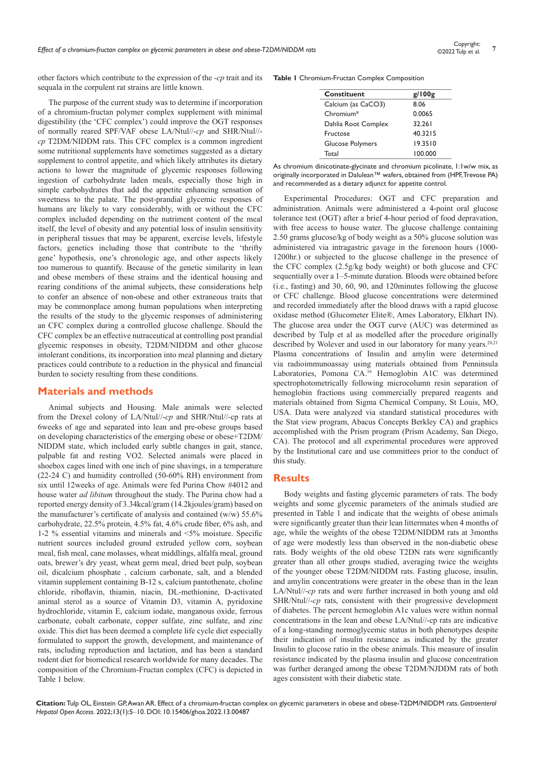other factors which contribute to the expression of the -*cp* trait and its sequala in the corpulent rat strains are little known.

The purpose of the current study was to determine if incorporation of a chromium-fructan polymer complex supplement with minimal digestibility (the 'CFC complex') could improve the OGT responses of normally reared SPF/VAF obese LA/Ntul//-*cp* and SHR/Ntul//-*cp* T2DM/NIDDM rats. This CFC complex is a common ingredient some nutritional supplements have sometimes suggested as a dietary supplement to control appetite, and which likely attributes its dietary actions to lower the magnitude of glycemic responses following ingestion of carbohydrate laden meals, especially those high in simple carbohydrates that add the appetite enhancing sensation of sweetness to the palate. The post-prandial glycemic responses of humans are likely to vary considerably, with or without the CFC complex included depending on the nutriment content of the meal itself, the level of obesity and any potential loss of insulin sensitivity in peripheral tissues that may be apparent, exercise levels, lifestyle factors, genetics including those that contribute to the 'thrifty gene' hypothesis, one's chronologic age, and other aspects likely too numerous to quantify. Because of the genetic similarity in lean and obese members of these strains and the identical housing and rearing conditions of the animal subjects, these considerations help to confer an absence of non-obese and other extraneous traits that may be commonplace among human populations when interpreting the results of the study to the glycemic responses of administering an CFC complex during a controlled glucose challenge. Should the CFC complex be an effective nutraceutical at controlling post prandial glycemic responses in obesity, T2DM/NIDDM and other glucose intolerant conditions, its incorporation into meal planning and dietary practices could contribute to a reduction in the physical and financial burden to society resulting from these conditions.

## Materials and methods

Animal subjects and Housing. Male animals were selected from the Drexel colony of LA/Ntul//-*cp* and SHR/Ntul//-cp rats at 6weeks of age and separated into lean and pre-obese groups based on developing characteristics of the emerging obese or obese+T2DM/NIDDM state, which included early subtle changes in gait, stance, palpable fat and resting VO2. Selected animals were placed in shoebox cages lined with one inch of pine shavings, in a temperature (22-24 C) and humidity controlled (50-60% RH) environment from six until 12weeks of age. Animals were fed Purina Chow #4012 and house water *ad libitum* throughout the study. The Purina chow had a reported energy density of 3.34kcal/gram (14.2kjoules/gram) based on the manufacturer's certificate of analysis and contained (w/w) 55.6% carbohydrate, 22.5% protein, 4.5% fat, 4.6% crude fiber, 6% ash, and 1-2 % essential vitamins and minerals and <5% moisture. Specific nutrient sources included ground extruded yellow corn, soybean meal, fish meal, cane molasses, wheat middlings, alfalfa meal, ground oats, brewer's dry yeast, wheat germ meal, dried beet pulp, soybean oil, dicalcium phosphate , calcium carbonate, salt, and a blended vitamin supplement containing B-12 s, calcium pantothenate, choline chloride, riboflavin, thiamin, niacin, DL-methionine, D-activated animal sterol as a source of Vitamin D3, vitamin A, pyridoxine hydrochloride, vitamin E, calcium iodate, manganous oxide, ferrous carbonate, cobalt carbonate, copper sulfate, zinc sulfate, and zinc oxide. This diet has been deemed a complete life cycle diet especially formulated to support the growth, development, and maintenance of rats, including reproduction and lactation, and has been a standard rodent diet for biomedical research worldwide for many decades. The composition of the Chromium-Fructan complex (CFC) is depicted in Table 1 below.

**Table 1** Chromium-Fructan Complex Composition

| Constituent | g/100g |
|---|---|
| Calcium (as $CaCO_3$) | 8.06 |
| Chromium* | 0.0065 |
| Dahlia Root Complex | 32.261 |
| Fructose | 40.3215 |
| Glucose Polymers | 19.3510 |
| Total | 100.000 |

As chromium dinicotinate-glycinate and chromium picolinate, 1:1w/w mix, as originally incorporated in Dalulean™ wafers, obtained from (HPF, Trevose PA) and recommended as a dietary adjunct for appetite control.

Experimental Procedures: OGT and CFC preparation and administration. Animals were administered a 4-point oral glucose tolerance test (OGT) after a brief 4-hour period of food depravation, with free access to house water. The glucose challenge containing 2.50 grams glucose/kg of body weight as a 50% glucose solution was administered via intragastric gavage in the forenoon hours (1000-1200hr.) or subjected to the glucose challenge in the presence of the CFC complex (2.5g/kg body weight) or both glucose and CFC sequentially over a 1–5-minute duration. Bloods were obtained before (i.e., fasting) and 30, 60, 90, and 120minutes following the glucose or CFC challenge. Blood glucose concentrations were determined and recorded immediately after the blood draws with a rapid glucose oxidase method (Glucometer Elite®, Ames Laboratory, Elkhart IN). The glucose area under the OGT curve (AUC) was determined as described by Tulp et al as modelled after the procedure originally described by Wolever and used in our laboratory for many years.[20,21] Plasma concentrations of Insulin and amylin were determined via radioimmunoassay using materials obtained from Penninsula Laboratories, Pomona CA.[16] Hemoglobin A1C was determined spectrophotometrically following microcolumn resin separation of hemoglobin fractions using commercially prepared reagents and materials obtained from Sigma Chemical Company, St Louis, MO, USA. Data were analyzed via standard statistical procedures with the Stat view program, Abacus Concepts Berkley CA) and graphics accomplished with the Prism program (Prism Academy, San Diego, CA). The protocol and all experimental procedures were approved by the Institutional care and use committees prior to the conduct of this study.

## Results

Body weights and fasting glycemic parameters of rats. The body weights and some glycemic parameters of the animals studied are presented in Table 1 and indicate that the weights of obese animals were significantly greater than their lean littermates when 4 months of age, while the weights of the obese T2DM/NIDDM rats at 3months of age were modestly less than observed in the non-diabetic obese rats. Body weights of the old obese T2DN rats were significantly greater than all other groups studied, averaging twice the weights of the younger obese T2DM/NIDDM rats. Fasting glucose, insulin, and amylin concentrations were greater in the obese than in the lean LA/Ntul//-*cp* rats and were further increased in both young and old SHR/Ntul//-*cp* rats, consistent with their progressive development of diabetes. The percent hemoglobin A1c values were within normal concentrations in the lean and obese LA/Ntul//-cp rats are indicative of a long-standing normoglycemic status in both phenotypes despite their indication of insulin resistance as indicated by the greater Insulin to glucose ratio in the obese animals. This measure of insulin resistance indicated by the plasma insulin and glucose concentration was further deranged among the obese T2DM/NJDDM rats of both ages consistent with their diabetic state.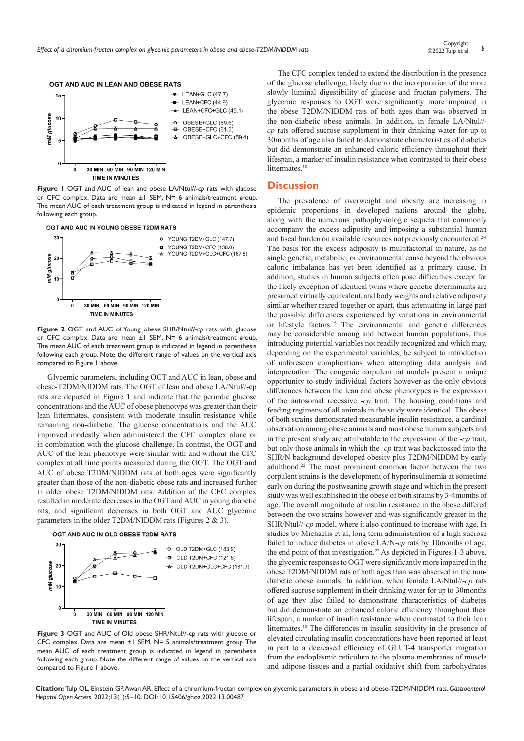**Figure 1** OGT and AUC of lean and obese LA/Ntul//-*cp* rats with glucose or CFC complex. Data are mean ±1 SEM, N= 6 animals/treatment group. The mean AUC of each treatment group is indicated in legend in parenthesis following each group.

**Figure 2** OGT and AUC of Young obese SHR/Ntul//-*cp* rats with glucose or CFC complex. Data are mean ±1 SEM, N= 6 animals/treatment group. The mean AUC of each treatment group is indicated in legend in parenthesis following each group. Note the different range of values on the vertical axis compared to Figure 1 above.

Glycemic parameters, including OGT and AUC in lean, obese and obese-T2DM/NIDDM rats. The OGT of lean and obese LA/Ntul//-cp rats are depicted in Figure 1 and indicate that the periodic glucose concentrations and the AUC of obese phenotype was greater than their lean littermates, consistent with moderate insulin resistance while remaining non-diabetic. The glucose concentrations and the AUC improved modestly when administered the CFC complex alone or in combination with the glucose challenge. In contrast, the OGT and AUC of the lean phenotype were similar with and without the CFC complex at all time points measured during the OGT. The OGT and AUC of obese T2DM/NIDDM rats of both ages were significantly greater than those of the non-diabetic obese rats and increased further in older obese T2DM/NIDDM rats. Addition of the CFC complex resulted in moderate decreases in the OGT and AUC in young diabetic rats, and significant decreases in both OGT and AUC glycemic parameters in the older T2DM/NIDDM rats (Figures 2 & 3).

**Figure 3** OGT and AUC of Old obese SHR/Ntul//-cp rats with glucose or CFC complex. Data are mean ±1 SEM, N= 5 animals/treatment group. The mean AUC of each treatment group is indicated in legend in parenthesis following each group. Note the different range of values on the vertical axis compared to Figure 1 above.

The CFC complex tended to extend the distribution in the presence of the glucose challenge, likely due to the incorporation of the more slowly luminal digestibility of glucose and fructan polymers. The glycemic responses to OGT were significantly more impaired in the obese T2DM/NIDDM rats of both ages than was observed in the non-diabetic obese animals. In addition, in female LA/Ntul//-*cp* rats offered sucrose supplement in their drinking water for up to 30months of age also failed to demonstrate characteristics of diabetes but did demonstrate an enhanced caloric efficiency throughout their lifespan, a marker of insulin resistance when contrasted to their obese littermates.[18]

## Discussion

The prevalence of overweight and obesity are increasing in epidemic proportions in developed nations around the globe, along with the numerous pathophysiologic sequela that commonly accompany the excess adiposity and imposing a substantial human and fiscal burden on available resources not previously encountered.[2-4] The basis for the excess adiposity is multifactorial in nature, as no single genetic, metabolic, or environmental cause beyond the obvious caloric imbalance has yet been identified as a primary cause. In addition, studies in human subjects often pose difficulties except for the likely exception of identical twins where genetic determinants are presumed virtually equivalent, and body weights and relative adiposity similar whether reared together or apart, thus attenuating in large part the possible differences experienced by variations in environmental or lifestyle factors.[16] The environmental and genetic differences may be considerable among and between human populations, thus introducing potential variables not readily recognized and which may, depending on the experimental variables, be subject to introduction of unforeseen complications when attempting data analysis and interpretation. The congenic corpulent rat models present a unique opportunity to study individual factors however as the only obvious differences between the lean and obese phenotypes is the expression of the autosomal recessive -*cp* trait. The housing conditions and feeding regimens of all animals in the study were identical. The obese of both strains demonstrated measurable insulin resistance, a cardinal observation among obese animals and most obese human subjects and in the present study are attributable to the expression of the -*cp* trait, but only those animals in which the -*cp* trait was backcrossed into the SHR/N background developed obesity plus T2DM/NIDDM by early adulthood.[22] The most prominent common factor between the two corpulent strains is the development of hyperinsulinemia at sometime early on during the postweaning growth stage and which in the present study was well established in the obese of both strains by 3-4months of age. The overall magnitude of insulin resistance in the obese differed between the two strains however and was significantly greater in the SHR/Ntul//-*cp* model, where it also continued to increase with age. In studies by Michaelis et al, long term administration of a high sucrose failed to induce diabetes in obese LA/N-*cp* rats by 10months of age, the end point of that investigation.[22] As depicted in Figures 1-3 above, the glycemic responses to OGT were significantly more impaired in the obese T2DM/NIDDM rats of both ages than was observed in the non-diabetic obese animals. In addition, when female LA/Ntul//-*cp* rats offered sucrose supplement in their drinking water for up to 30months of age they also failed to demonstrate characteristics of diabetes but did also demonstrate an enhanced caloric efficiency throughout their lifespan, a marker of insulin resistance when contrasted to their lean littermates.[18] The differences in insulin sensitivity in the presence of elevated circulating insulin concentrations have been reported at least in part to a decreased efficiency of GLUT-4 transporter migration from the endoplasmic reticulum to the plasma membranes of muscle and adipose tissues and a partial oxidative shift from carbohydrates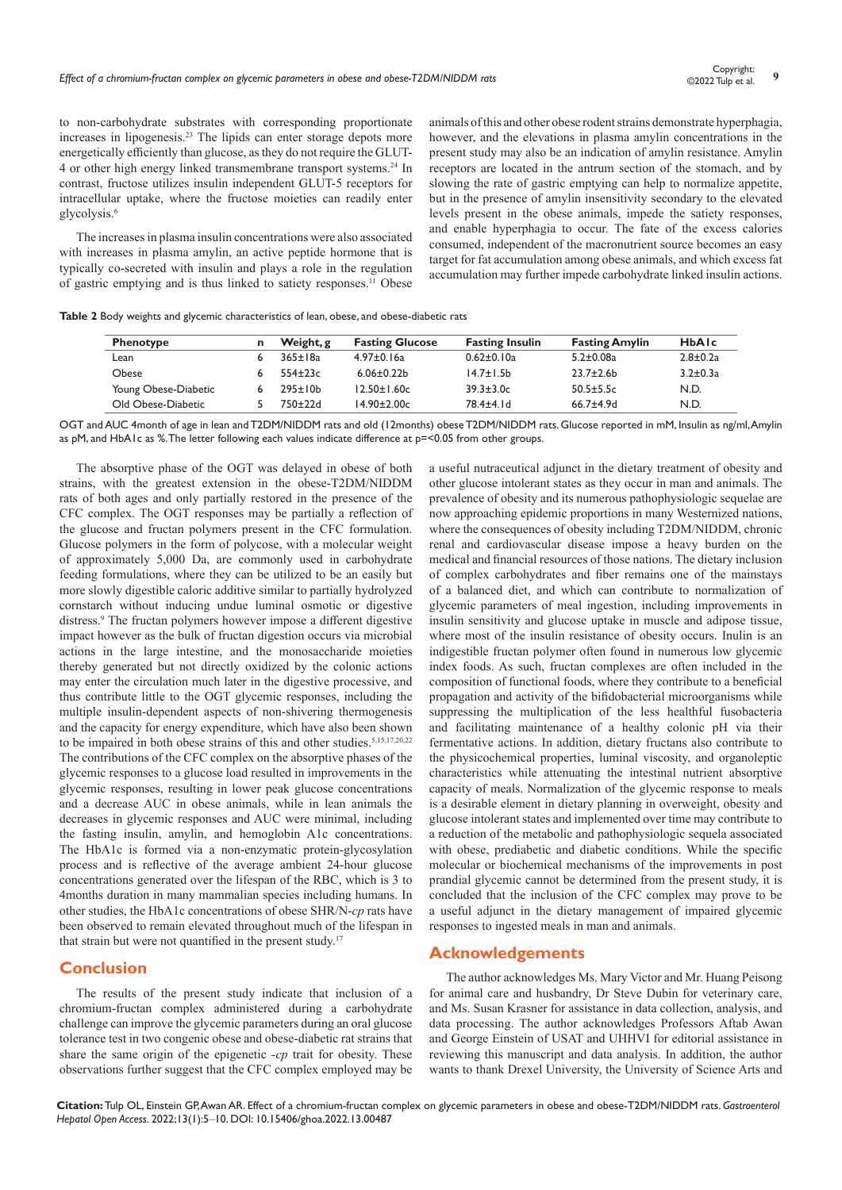to non-carbohydrate substrates with corresponding proportionate increases in lipogenesis.[23] The lipids can enter storage depots more energetically efficiently than glucose, as they do not require the GLUT-4 or other high energy linked transmembrane transport systems.[24] In contrast, fructose utilizes insulin independent GLUT-5 receptors for intracellular uptake, where the fructose moieties can readily enter glycolysis.[6]

The increases in plasma insulin concentrations were also associated with increases in plasma amylin, an active peptide hormone that is typically co-secreted with insulin and plays a role in the regulation of gastric emptying and is thus linked to satiety responses.[11] Obese animals of this and other obese rodent strains demonstrate hyperphagia, however, and the elevations in plasma amylin concentrations in the present study may also be an indication of amylin resistance. Amylin receptors are located in the antrum section of the stomach, and by slowing the rate of gastric emptying can help to normalize appetite, but in the presence of amylin insensitivity secondary to the elevated levels present in the obese animals, impede the satiety responses, and enable hyperphagia to occur. The fate of the excess calories consumed, independent of the macronutrient source becomes an easy target for fat accumulation among obese animals, and which excess fat accumulation may further impede carbohydrate linked insulin actions.

**Table 2** Body weights and glycemic characteristics of lean, obese, and obese-diabetic rats

| Phenotype | n | Weight, g | Fasting Glucose | Fasting Insulin | Fasting Amylin | HbA1c |
|---|---|---|---|---|---|---|
| Lean | 6 | 365±18a | 4.97±0.16a | 0.62±0.10a | 5.2±0.08a | 2.8±0.2a |
| Obese | 6 | 554±23c | 6.06±0.22b | 14.7±1.5b | 23.7±2.6b | 3.2±0.3a |
| Young Obese-Diabetic | 6 | 295±10b | 12.50±1.60c | 39.3±3.0c | 50.5±5.5c | N.D. |
| Old Obese-Diabetic | 5 | 750±22d | 14.90±2.00c | 78.4±4.1d | 66.7±4.9d | N.D. |

OGT and AUC 4month of age in lean and T2DM/NIDDM rats and old (12months) obese T2DM/NIDDM rats. Glucose reported in mM, Insulin as ng/ml, Amylin as pM, and HbA1c as %. The letter following each values indicate difference at p=<0.05 from other groups.

The absorptive phase of the OGT was delayed in obese of both strains, with the greatest extension in the obese-T2DM/NIDDM rats of both ages and only partially restored in the presence of the CFC complex. The OGT responses may be partially a reflection of the glucose and fructan polymers present in the CFC formulation. Glucose polymers in the form of polycose, with a molecular weight of approximately 5,000 Da, are commonly used in carbohydrate feeding formulations, where they can be utilized to be an easily but more slowly digestible caloric additive similar to partially hydrolyzed cornstarch without inducing undue luminal osmotic or digestive distress.[9] The fructan polymers however impose a different digestive impact however as the bulk of fructan digestion occurs via microbial actions in the large intestine, and the monosaccharide moieties thereby generated but not directly oxidized by the colonic actions may enter the circulation much later in the digestive processive, and thus contribute little to the OGT glycemic responses, including the multiple insulin-dependent aspects of non-shivering thermogenesis and the capacity for energy expenditure, which have also been shown to be impaired in both obese strains of this and other studies.[5,15,17,20,22] The contributions of the CFC complex on the absorptive phases of the glycemic responses to a glucose load resulted in improvements in the glycemic responses, resulting in lower peak glucose concentrations and a decrease AUC in obese animals, while in lean animals the decreases in glycemic responses and AUC were minimal, including the fasting insulin, amylin, and hemoglobin A1c concentrations. The HbA1c is formed via a non-enzymatic protein-glycosylation process and is reflective of the average ambient 24-hour glucose concentrations generated over the lifespan of the RBC, which is 3 to 4months duration in many mammalian species including humans. In other studies, the HbA1c concentrations of obese SHR/N-*cp* rats have been observed to remain elevated throughout much of the lifespan in that strain but were not quantified in the present study.[17]

## Conclusion

The results of the present study indicate that inclusion of a chromium-fructan complex administered during a carbohydrate challenge can improve the glycemic parameters during an oral glucose tolerance test in two congenic obese and obese-diabetic rat strains that share the same origin of the epigenetic -*cp* trait for obesity. These observations further suggest that the CFC complex employed may be a useful nutraceutical adjunct in the dietary treatment of obesity and other glucose intolerant states as they occur in man and animals. The prevalence of obesity and its numerous pathophysiologic sequelae are now approaching epidemic proportions in many Westernized nations, where the consequences of obesity including T2DM/NIDDM, chronic renal and cardiovascular disease impose a heavy burden on the medical and financial resources of those nations. The dietary inclusion of complex carbohydrates and fiber remains one of the mainstays of a balanced diet, and which can contribute to normalization of glycemic parameters of meal ingestion, including improvements in insulin sensitivity and glucose uptake in muscle and adipose tissue, where most of the insulin resistance of obesity occurs. Inulin is an indigestible fructan polymer often found in numerous low glycemic index foods. As such, fructan complexes are often included in the composition of functional foods, where they contribute to a beneficial propagation and activity of the bifidobacterial microorganisms while suppressing the multiplication of the less healthful fusobacteria and facilitating maintenance of a healthy colonic pH via their fermentative actions. In addition, dietary fructans also contribute to the physicochemical properties, luminal viscosity, and organoleptic characteristics while attenuating the intestinal nutrient absorptive capacity of meals. Normalization of the glycemic response to meals is a desirable element in dietary planning in overweight, obesity and glucose intolerant states and implemented over time may contribute to a reduction of the metabolic and pathophysiologic sequela associated with obese, prediabetic and diabetic conditions. While the specific molecular or biochemical mechanisms of the improvements in post prandial glycemic cannot be determined from the present study, it is concluded that the inclusion of the CFC complex may prove to be a useful adjunct in the dietary management of impaired glycemic responses to ingested meals in man and animals.

## Acknowledgements

The author acknowledges Ms. Mary Victor and Mr. Huang Peisong for animal care and husbandry, Dr Steve Dubin for veterinary care, and Ms. Susan Krasner for assistance in data collection, analysis, and data processing. The author acknowledges Professors Aftab Awan and George Einstein of USAT and UHHVI for editorial assistance in reviewing this manuscript and data analysis. In addition, the author wants to thank Drexel University, the University of Science Arts and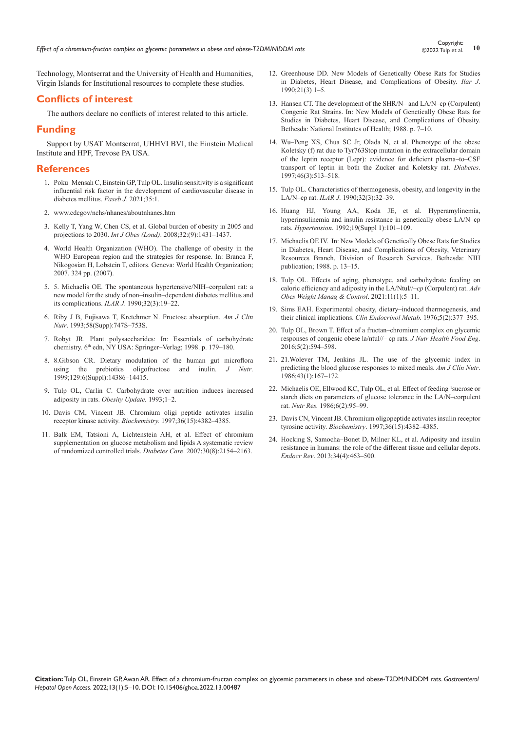Technology, Montserrat and the University of Health and Humanities, Virgin Islands for Institutional resources to complete these studies.

## Conflicts of interest

The authors declare no conflicts of interest related to this article.

## Funding

Support by USAT Montserrat, UHHVI BVI, the Einstein Medical Institute and HPF, Trevose PA USA.

## References

1. Poku–Mensah C, Einstein GP, Tulp OL. Insulin sensitivity is a significant influential risk factor in the development of cardiovascular disease in diabetes mellitus. *Faseb J*. 2021;35:1.
2. www.cdcgov/nchs/nhanes/aboutnhanes.htm
3. Kelly T, Yang W, Chen CS, et al. Global burden of obesity in 2005 and projections to 2030. *Int J Obes (Lond)*. 2008;32:(9):1431–1437.
4. World Health Organization (WHO). The challenge of obesity in the WHO European region and the strategies for response. In: Branca F, Nikogosian H, Lobstein T, editors. Geneva: World Health Organization; 2007. 324 pp. (2007).
5. 5. Michaelis OE. The spontaneous hypertensive/NIH–corpulent rat: a new model for the study of non–insulin–dependent diabetes mellitus and its complications. *ILAR J*. 1990;32(3):19–22.
6. Riby J B, Fujisawa T, Kretchmer N. Fructose absorption. *Am J Clin Nutr*. 1993;58(Supp):747S–753S.
7. Robyt JR. Plant polysaccharides: In: Essentials of carbohydrate chemistry. 6th edn, NY USA: Springer–Verlag; 1998. p. 179–180.
8. 8.Gibson CR. Dietary modulation of the human gut microflora using the prebiotics oligofructose and inulin. *J Nutr*. 1999;129:6(Suppl):14386–14415.
9. Tulp OL, Carlin C. Carbohydrate over nutrition induces increased adiposity in rats. *Obesity Update.* 1993;1–2.
10. Davis CM, Vincent JB. Chromium oligi peptide activates insulin receptor kinase activity. *Biochemistry.* 1997;36(15):4382–4385.
11. Balk EM, Tatsioni A, Lichtenstein AH, et al. Effect of chromium supplementation on glucose metabolism and lipids A systematic review of randomized controlled trials. *Diabetes Care*. 2007;30(8):2154–2163.
12. Greenhouse DD. New Models of Genetically Obese Rats for Studies in Diabetes, Heart Disease, and Complications of Obesity. *Ilar J*. 1990;21(3) 1–5.
13. Hansen CT. The development of the SHR/N– and LA/N–cp (Corpulent) Congenic Rat Strains. In: New Models of Genetically Obese Rats for Studies in Diabetes, Heart Disease, and Complications of Obesity. Bethesda: National Institutes of Health; 1988. p. 7–10.
14. Wu–Peng XS, Chua SC Jr, Olada N, et al. Phenotype of the obese Koletsky (f) rat due to Tyr763Stop mutation in the extracellular domain of the leptin receptor (Lepr): evidence for deficient plasma–to–CSF transport of leptin in both the Zucker and Koletsky rat. *Diabetes*. 1997;46(3):513–518.
15. Tulp OL. Characteristics of thermogenesis, obesity, and longevity in the LA/N–cp rat. *ILAR J*. 1990;32(3):32–39.
16. Huang HJ, Young AA, Koda JE, et al. Hyperamylinemia, hyperinsulinemia and insulin resistance in genetically obese LA/N–cp rats. *Hypertension*. 1992;19(Suppl 1):101–109.
17. Michaelis OE IV. In: New Models of Genetically Obese Rats for Studies in Diabetes, Heart Disease, and Complications of Obesity, Veterinary Resources Branch, Division of Research Services. Bethesda: NIH publication; 1988. p. 13–15.
18. Tulp OL. Effects of aging, phenotype, and carbohydrate feeding on caloric efficiency and adiposity in the LA/Ntul//–*cp* (Corpulent) rat. *Adv Obes Weight Manag & Control*. 2021:11(1):5–11.
19. Sims EAH. Experimental obesity, dietary–induced thermogenesis, and their clinical implications. *Clin Endocrinol Metab*. 1976;5(2):377–395.
20. Tulp OL, Brown T. Effect of a fructan–chromium complex on glycemic responses of congenic obese la/ntul//– cp rats. *J Nutr Health Food Eng*. 2016;5(2):594–598.
21. 21.Wolever TM, Jenkins JL. The use of the glycemic index in predicting the blood glucose responses to mixed meals. *Am J Clin Nutr*. 1986;43(1):167–172.
22. Michaelis OE, Ellwood KC, Tulp OL, et al. Effect of feeding ˡsucrose or starch diets on parameters of glucose tolerance in the LA/N–corpulent rat. *Nutr Res.* 1986;6(2):95–99.
23. Davis CN, Vincent JB. Chromium oligopeptide activates insulin receptor tyrosine activity. *Biochemistry*. 1997;36(15):4382–4385.
24. Hocking S, Samocha–Bonet D, Milner KL, et al. Adiposity and insulin resistance in humans: the role of the different tissue and cellular depots. *Endocr Rev*. 2013;34(4):463–500.

**Citation:** Tulp OL, Einstein GP, Awan AR. Effect of a chromium-fructan complex on glycemic parameters in obese and obese-T2DM/NIDDM rats. *Gastroenterol Hepatol Open Access*. 2022;13(1):5‒10. DOI: 10.15406/ghoa.2022.13.00487